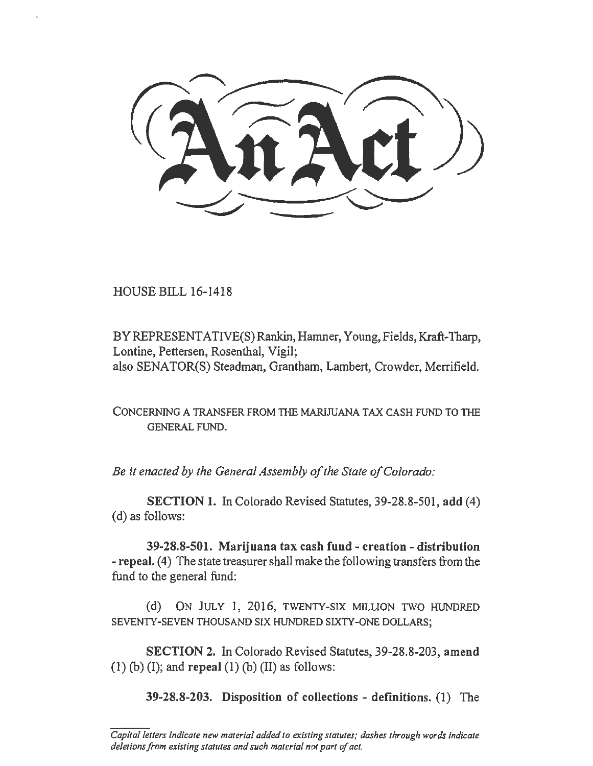# An Act

HOUSE BILL 16-1418

BY REPRESENTATIVE(S) Rankin, Hamner, Young, Fields, Kraft-Tharp, Lontine, Pettersen, Rosenthal, Vigil;
also SENATOR(S) Steadman, Grantham, Lambert, Crowder, Merrifield.

CONCERNING A TRANSFER FROM THE MARIJUANA TAX CASH FUND TO THE GENERAL FUND.

*Be it enacted by the General Assembly of the State of Colorado:*

**SECTION 1.** In Colorado Revised Statutes, 39-28.8-501, **add** (4) (d) as follows:

**39-28.8-501. Marijuana tax cash fund - creation - distribution - repeal.** (4) The state treasurer shall make the following transfers from the fund to the general fund:

(d) ON JULY 1, 2016, TWENTY-SIX MILLION TWO HUNDRED SEVENTY-SEVEN THOUSAND SIX HUNDRED SIXTY-ONE DOLLARS;

**SECTION 2.** In Colorado Revised Statutes, 39-28.8-203, **amend** (1) (b) (I); and **repeal** (1) (b) (II) as follows:

**39-28.8-203. Disposition of collections - definitions.** (1) The

*Capital letters indicate new material added to existing statutes; dashes through words indicate deletions from existing statutes and such material not part of act.*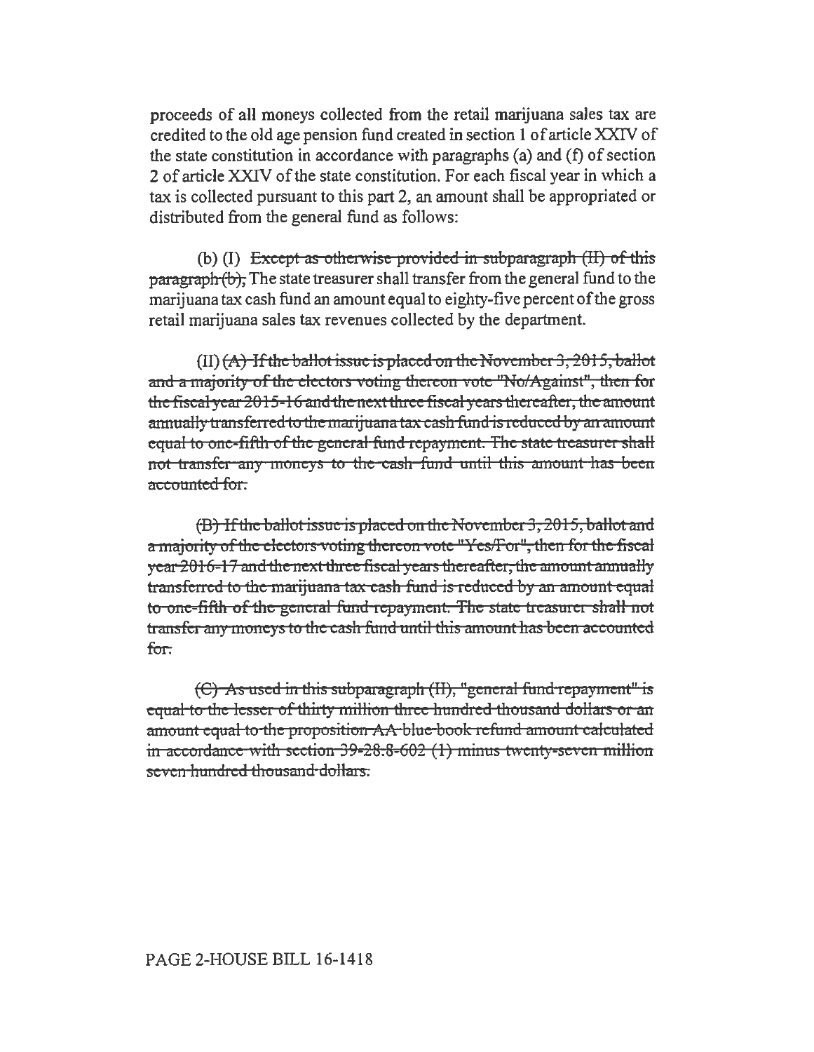proceeds of all moneys collected from the retail marijuana sales tax are credited to the old age pension fund created in section 1 of article XXIV of the state constitution in accordance with paragraphs (a) and (f) of section 2 of article XXIV of the state constitution. For each fiscal year in which a tax is collected pursuant to this part 2, an amount shall be appropriated or distributed from the general fund as follows:

(b) (I) ~~Except as otherwise provided in subparagraph (II) of this paragraph (b),~~ The state treasurer shall transfer from the general fund to the marijuana tax cash fund an amount equal to eighty-five percent of the gross retail marijuana sales tax revenues collected by the department.

(II) ~~(A) If the ballot issue is placed on the November 3, 2015, ballot and a majority of the electors voting thereon vote "No/Against", then for the fiscal year 2015-16 and the next three fiscal years thereafter, the amount annually transferred to the marijuana tax cash fund is reduced by an amount equal to one-fifth of the general fund repayment. The state treasurer shall not transfer any moneys to the cash fund until this amount has been accounted for.~~

~~(B) If the ballot issue is placed on the November 3, 2015, ballot and a majority of the electors voting thereon vote "Yes/For", then for the fiscal year 2016-17 and the next three fiscal years thereafter, the amount annually transferred to the marijuana tax cash fund is reduced by an amount equal to one-fifth of the general fund repayment. The state treasurer shall not transfer any moneys to the cash fund until this amount has been accounted for.~~

~~(C) As used in this subparagraph (II), "general fund repayment" is equal to the lesser of thirty million three hundred thousand dollars or an amount equal to the proposition AA blue book refund amount calculated in accordance with section 39-28.8-602 (1) minus twenty-seven million seven hundred thousand dollars.~~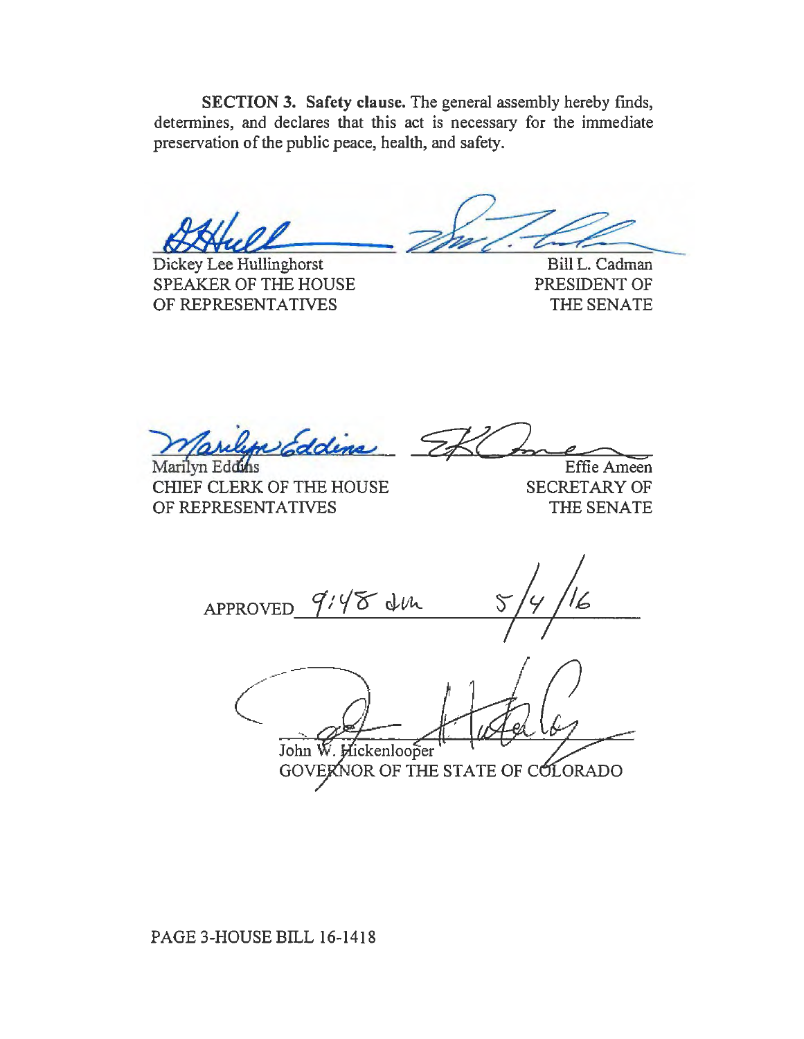**SECTION 3. Safety clause.** The general assembly hereby finds, determines, and declares that this act is necessary for the immediate preservation of the public peace, health, and safety.

Dickey Lee Hullinghorst
SPEAKER OF THE HOUSE
OF REPRESENTATIVES

Bill L. Cadman
PRESIDENT OF
THE SENATE

Marilyn Eddins
CHIEF CLERK OF THE HOUSE
OF REPRESENTATIVES

Effie Ameen
SECRETARY OF
THE SENATE

APPROVED 9:48 am 5/4/16

John W. Hickenlooper
GOVERNOR OF THE STATE OF COLORADO

PAGE 3-HOUSE BILL 16-1418